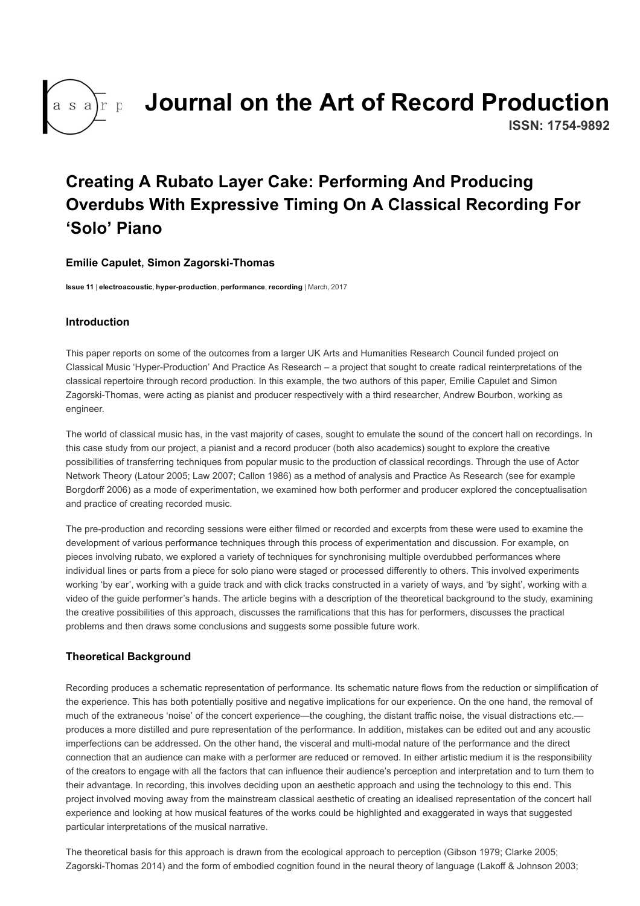# Journal on the Art of Record Production

**ISSN: 1754-9892**

## Creating A Rubato Layer Cake: Performing And Producing Overdubs With Expressive Timing On A Classical Recording For 'Solo' Piano

**Emilie Capulet, Simon Zagorski-Thomas**

**Issue 11** | **electroacoustic**, **hyper-production**, **performance**, **recording** | March, 2017

### Introduction

This paper reports on some of the outcomes from a larger UK Arts and Humanities Research Council funded project on Classical Music 'Hyper-Production' And Practice As Research – a project that sought to create radical reinterpretations of the classical repertoire through record production. In this example, the two authors of this paper, Emilie Capulet and Simon Zagorski-Thomas, were acting as pianist and producer respectively with a third researcher, Andrew Bourbon, working as engineer.

The world of classical music has, in the vast majority of cases, sought to emulate the sound of the concert hall on recordings. In this case study from our project, a pianist and a record producer (both also academics) sought to explore the creative possibilities of transferring techniques from popular music to the production of classical recordings. Through the use of Actor Network Theory (Latour 2005; Law 2007; Callon 1986) as a method of analysis and Practice As Research (see for example Borgdorff 2006) as a mode of experimentation, we examined how both performer and producer explored the conceptualisation and practice of creating recorded music.

The pre-production and recording sessions were either filmed or recorded and excerpts from these were used to examine the development of various performance techniques through this process of experimentation and discussion. For example, on pieces involving rubato, we explored a variety of techniques for synchronising multiple overdubbed performances where individual lines or parts from a piece for solo piano were staged or processed differently to others. This involved experiments working 'by ear', working with a guide track and with click tracks constructed in a variety of ways, and 'by sight', working with a video of the guide performer's hands. The article begins with a description of the theoretical background to the study, examining the creative possibilities of this approach, discusses the ramifications that this has for performers, discusses the practical problems and then draws some conclusions and suggests some possible future work.

### Theoretical Background

Recording produces a schematic representation of performance. Its schematic nature flows from the reduction or simplification of the experience. This has both potentially positive and negative implications for our experience. On the one hand, the removal of much of the extraneous 'noise' of the concert experience—the coughing, the distant traffic noise, the visual distractions etc.—produces a more distilled and pure representation of the performance. In addition, mistakes can be edited out and any acoustic imperfections can be addressed. On the other hand, the visceral and multi-modal nature of the performance and the direct connection that an audience can make with a performer are reduced or removed. In either artistic medium it is the responsibility of the creators to engage with all the factors that can influence their audience's perception and interpretation and to turn them to their advantage. In recording, this involves deciding upon an aesthetic approach and using the technology to this end. This project involved moving away from the mainstream classical aesthetic of creating an idealised representation of the concert hall experience and looking at how musical features of the works could be highlighted and exaggerated in ways that suggested particular interpretations of the musical narrative.

The theoretical basis for this approach is drawn from the ecological approach to perception (Gibson 1979; Clarke 2005; Zagorski-Thomas 2014) and the form of embodied cognition found in the neural theory of language (Lakoff & Johnson 2003;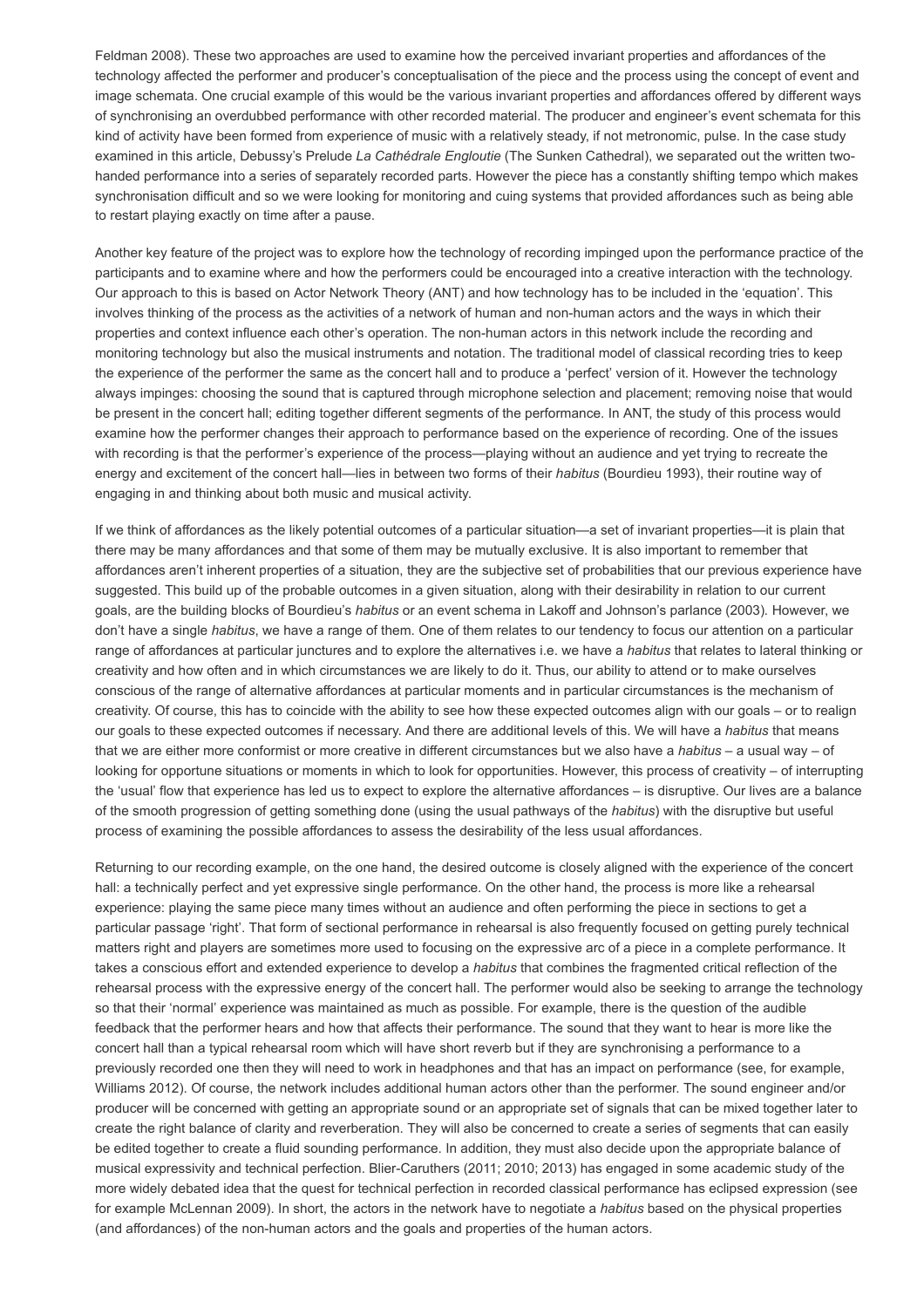Feldman 2008). These two approaches are used to examine how the perceived invariant properties and affordances of the technology affected the performer and producer's conceptualisation of the piece and the process using the concept of event and image schemata. One crucial example of this would be the various invariant properties and affordances offered by different ways of synchronising an overdubbed performance with other recorded material. The producer and engineer's event schemata for this kind of activity have been formed from experience of music with a relatively steady, if not metronomic, pulse. In the case study examined in this article, Debussy's Prelude *La Cathédrale Engloutie* (The Sunken Cathedral), we separated out the written two-handed performance into a series of separately recorded parts. However the piece has a constantly shifting tempo which makes synchronisation difficult and so we were looking for monitoring and cuing systems that provided affordances such as being able to restart playing exactly on time after a pause.

Another key feature of the project was to explore how the technology of recording impinged upon the performance practice of the participants and to examine where and how the performers could be encouraged into a creative interaction with the technology. Our approach to this is based on Actor Network Theory (ANT) and how technology has to be included in the 'equation'. This involves thinking of the process as the activities of a network of human and non-human actors and the ways in which their properties and context influence each other's operation. The non-human actors in this network include the recording and monitoring technology but also the musical instruments and notation. The traditional model of classical recording tries to keep the experience of the performer the same as the concert hall and to produce a 'perfect' version of it. However the technology always impinges: choosing the sound that is captured through microphone selection and placement; removing noise that would be present in the concert hall; editing together different segments of the performance. In ANT, the study of this process would examine how the performer changes their approach to performance based on the experience of recording. One of the issues with recording is that the performer's experience of the process—playing without an audience and yet trying to recreate the energy and excitement of the concert hall—lies in between two forms of their *habitus* (Bourdieu 1993), their routine way of engaging in and thinking about both music and musical activity.

If we think of affordances as the likely potential outcomes of a particular situation—a set of invariant properties—it is plain that there may be many affordances and that some of them may be mutually exclusive. It is also important to remember that affordances aren't inherent properties of a situation, they are the subjective set of probabilities that our previous experience have suggested. This build up of the probable outcomes in a given situation, along with their desirability in relation to our current goals, are the building blocks of Bourdieu's *habitus* or an event schema in Lakoff and Johnson's parlance (2003). However, we don't have a single *habitus*, we have a range of them. One of them relates to our tendency to focus our attention on a particular range of affordances at particular junctures and to explore the alternatives i.e. we have a *habitus* that relates to lateral thinking or creativity and how often and in which circumstances we are likely to do it. Thus, our ability to attend or to make ourselves conscious of the range of alternative affordances at particular moments and in particular circumstances is the mechanism of creativity. Of course, this has to coincide with the ability to see how these expected outcomes align with our goals – or to realign our goals to these expected outcomes if necessary. And there are additional levels of this. We will have a *habitus* that means that we are either more conformist or more creative in different circumstances but we also have a *habitus* – a usual way – of looking for opportune situations or moments in which to look for opportunities. However, this process of creativity – of interrupting the 'usual' flow that experience has led us to expect to explore the alternative affordances – is disruptive. Our lives are a balance of the smooth progression of getting something done (using the usual pathways of the *habitus*) with the disruptive but useful process of examining the possible affordances to assess the desirability of the less usual affordances.

Returning to our recording example, on the one hand, the desired outcome is closely aligned with the experience of the concert hall: a technically perfect and yet expressive single performance. On the other hand, the process is more like a rehearsal experience: playing the same piece many times without an audience and often performing the piece in sections to get a particular passage 'right'. That form of sectional performance in rehearsal is also frequently focused on getting purely technical matters right and players are sometimes more used to focusing on the expressive arc of a piece in a complete performance. It takes a conscious effort and extended experience to develop a *habitus* that combines the fragmented critical reflection of the rehearsal process with the expressive energy of the concert hall. The performer would also be seeking to arrange the technology so that their 'normal' experience was maintained as much as possible. For example, there is the question of the audible feedback that the performer hears and how that affects their performance. The sound that they want to hear is more like the concert hall than a typical rehearsal room which will have short reverb but if they are synchronising a performance to a previously recorded one then they will need to work in headphones and that has an impact on performance (see, for example, Williams 2012). Of course, the network includes additional human actors other than the performer. The sound engineer and/or producer will be concerned with getting an appropriate sound or an appropriate set of signals that can be mixed together later to create the right balance of clarity and reverberation. They will also be concerned to create a series of segments that can easily be edited together to create a fluid sounding performance. In addition, they must also decide upon the appropriate balance of musical expressivity and technical perfection. Blier-Caruthers (2011; 2010; 2013) has engaged in some academic study of the more widely debated idea that the quest for technical perfection in recorded classical performance has eclipsed expression (see for example McLennan 2009). In short, the actors in the network have to negotiate a *habitus* based on the physical properties (and affordances) of the non-human actors and the goals and properties of the human actors.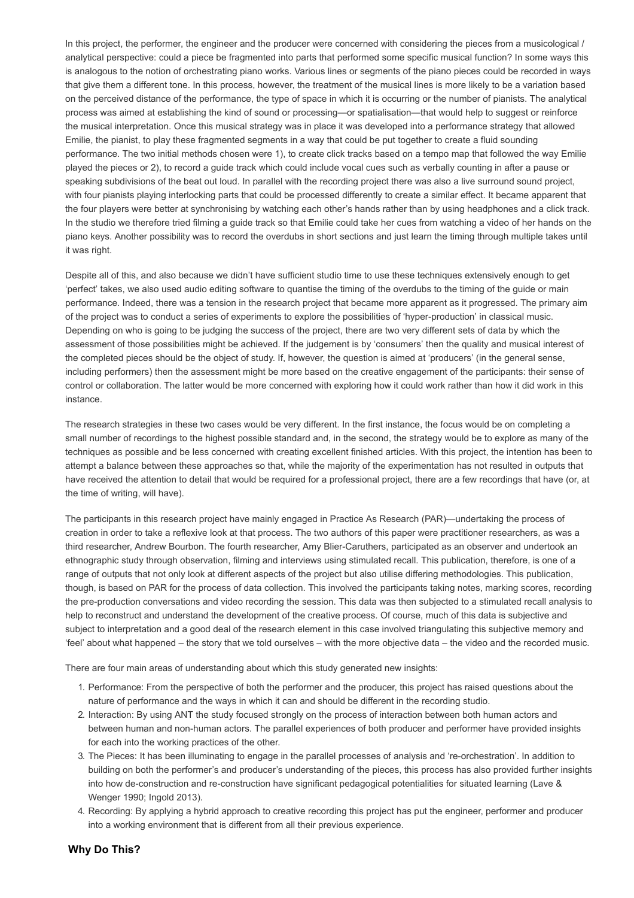In this project, the performer, the engineer and the producer were concerned with considering the pieces from a musicological / analytical perspective: could a piece be fragmented into parts that performed some specific musical function? In some ways this is analogous to the notion of orchestrating piano works. Various lines or segments of the piano pieces could be recorded in ways that give them a different tone. In this process, however, the treatment of the musical lines is more likely to be a variation based on the perceived distance of the performance, the type of space in which it is occurring or the number of pianists. The analytical process was aimed at establishing the kind of sound or processing—or spatialisation—that would help to suggest or reinforce the musical interpretation. Once this musical strategy was in place it was developed into a performance strategy that allowed Emilie, the pianist, to play these fragmented segments in a way that could be put together to create a fluid sounding performance. The two initial methods chosen were 1), to create click tracks based on a tempo map that followed the way Emilie played the pieces or 2), to record a guide track which could include vocal cues such as verbally counting in after a pause or speaking subdivisions of the beat out loud. In parallel with the recording project there was also a live surround sound project, with four pianists playing interlocking parts that could be processed differently to create a similar effect. It became apparent that the four players were better at synchronising by watching each other's hands rather than by using headphones and a click track. In the studio we therefore tried filming a guide track so that Emilie could take her cues from watching a video of her hands on the piano keys. Another possibility was to record the overdubs in short sections and just learn the timing through multiple takes until it was right.

Despite all of this, and also because we didn't have sufficient studio time to use these techniques extensively enough to get 'perfect' takes, we also used audio editing software to quantise the timing of the overdubs to the timing of the guide or main performance. Indeed, there was a tension in the research project that became more apparent as it progressed. The primary aim of the project was to conduct a series of experiments to explore the possibilities of 'hyper-production' in classical music. Depending on who is going to be judging the success of the project, there are two very different sets of data by which the assessment of those possibilities might be achieved. If the judgement is by 'consumers' then the quality and musical interest of the completed pieces should be the object of study. If, however, the question is aimed at 'producers' (in the general sense, including performers) then the assessment might be more based on the creative engagement of the participants: their sense of control or collaboration. The latter would be more concerned with exploring how it could work rather than how it did work in this instance.

The research strategies in these two cases would be very different. In the first instance, the focus would be on completing a small number of recordings to the highest possible standard and, in the second, the strategy would be to explore as many of the techniques as possible and be less concerned with creating excellent finished articles. With this project, the intention has been to attempt a balance between these approaches so that, while the majority of the experimentation has not resulted in outputs that have received the attention to detail that would be required for a professional project, there are a few recordings that have (or, at the time of writing, will have).

The participants in this research project have mainly engaged in Practice As Research (PAR)—undertaking the process of creation in order to take a reflexive look at that process. The two authors of this paper were practitioner researchers, as was a third researcher, Andrew Bourbon. The fourth researcher, Amy Blier-Caruthers, participated as an observer and undertook an ethnographic study through observation, filming and interviews using stimulated recall. This publication, therefore, is one of a range of outputs that not only look at different aspects of the project but also utilise differing methodologies. This publication, though, is based on PAR for the process of data collection. This involved the participants taking notes, marking scores, recording the pre-production conversations and video recording the session. This data was then subjected to a stimulated recall analysis to help to reconstruct and understand the development of the creative process. Of course, much of this data is subjective and subject to interpretation and a good deal of the research element in this case involved triangulating this subjective memory and 'feel' about what happened – the story that we told ourselves – with the more objective data – the video and the recorded music.

There are four main areas of understanding about which this study generated new insights:

1. Performance: From the perspective of both the performer and the producer, this project has raised questions about the nature of performance and the ways in which it can and should be different in the recording studio.
2. Interaction: By using ANT the study focused strongly on the process of interaction between both human actors and between human and non-human actors. The parallel experiences of both producer and performer have provided insights for each into the working practices of the other.
3. The Pieces: It has been illuminating to engage in the parallel processes of analysis and 're-orchestration'. In addition to building on both the performer's and producer's understanding of the pieces, this process has also provided further insights into how de-construction and re-construction have significant pedagogical potentialities for situated learning (Lave & Wenger 1990; Ingold 2013).
4. Recording: By applying a hybrid approach to creative recording this project has put the engineer, performer and producer into a working environment that is different from all their previous experience.

## Why Do This?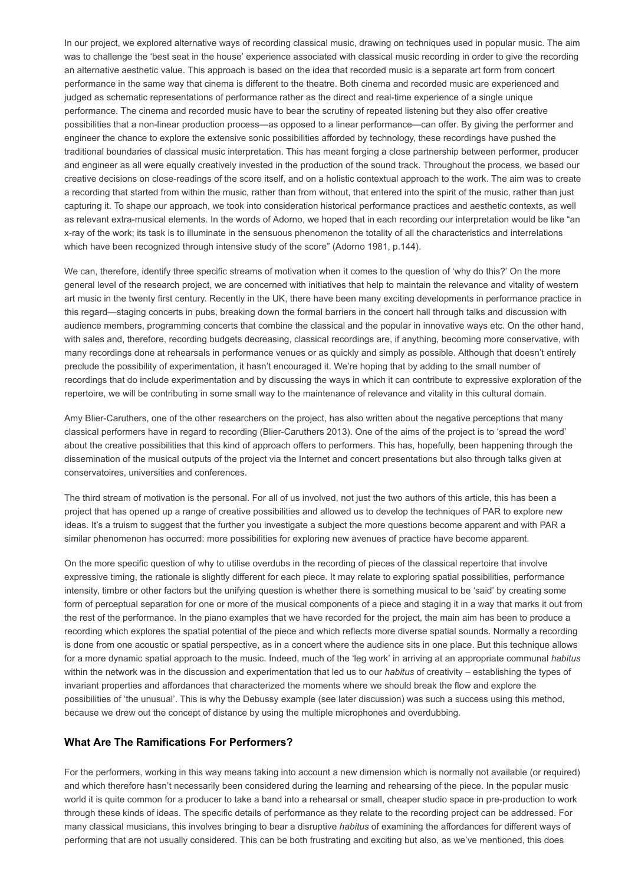In our project, we explored alternative ways of recording classical music, drawing on techniques used in popular music. The aim was to challenge the 'best seat in the house' experience associated with classical music recording in order to give the recording an alternative aesthetic value. This approach is based on the idea that recorded music is a separate art form from concert performance in the same way that cinema is different to the theatre. Both cinema and recorded music are experienced and judged as schematic representations of performance rather as the direct and real-time experience of a single unique performance. The cinema and recorded music have to bear the scrutiny of repeated listening but they also offer creative possibilities that a non-linear production process—as opposed to a linear performance—can offer. By giving the performer and engineer the chance to explore the extensive sonic possibilities afforded by technology, these recordings have pushed the traditional boundaries of classical music interpretation. This has meant forging a close partnership between performer, producer and engineer as all were equally creatively invested in the production of the sound track. Throughout the process, we based our creative decisions on close-readings of the score itself, and on a holistic contextual approach to the work. The aim was to create a recording that started from within the music, rather than from without, that entered into the spirit of the music, rather than just capturing it. To shape our approach, we took into consideration historical performance practices and aesthetic contexts, as well as relevant extra-musical elements. In the words of Adorno, we hoped that in each recording our interpretation would be like "an x-ray of the work; its task is to illuminate in the sensuous phenomenon the totality of all the characteristics and interrelations which have been recognized through intensive study of the score" (Adorno 1981, p.144).

We can, therefore, identify three specific streams of motivation when it comes to the question of 'why do this?' On the more general level of the research project, we are concerned with initiatives that help to maintain the relevance and vitality of western art music in the twenty first century. Recently in the UK, there have been many exciting developments in performance practice in this regard—staging concerts in pubs, breaking down the formal barriers in the concert hall through talks and discussion with audience members, programming concerts that combine the classical and the popular in innovative ways etc. On the other hand, with sales and, therefore, recording budgets decreasing, classical recordings are, if anything, becoming more conservative, with many recordings done at rehearsals in performance venues or as quickly and simply as possible. Although that doesn't entirely preclude the possibility of experimentation, it hasn't encouraged it. We're hoping that by adding to the small number of recordings that do include experimentation and by discussing the ways in which it can contribute to expressive exploration of the repertoire, we will be contributing in some small way to the maintenance of relevance and vitality in this cultural domain.

Amy Blier-Caruthers, one of the other researchers on the project, has also written about the negative perceptions that many classical performers have in regard to recording (Blier-Caruthers 2013). One of the aims of the project is to 'spread the word' about the creative possibilities that this kind of approach offers to performers. This has, hopefully, been happening through the dissemination of the musical outputs of the project via the Internet and concert presentations but also through talks given at conservatoires, universities and conferences.

The third stream of motivation is the personal. For all of us involved, not just the two authors of this article, this has been a project that has opened up a range of creative possibilities and allowed us to develop the techniques of PAR to explore new ideas. It's a truism to suggest that the further you investigate a subject the more questions become apparent and with PAR a similar phenomenon has occurred: more possibilities for exploring new avenues of practice have become apparent.

On the more specific question of why to utilise overdubs in the recording of pieces of the classical repertoire that involve expressive timing, the rationale is slightly different for each piece. It may relate to exploring spatial possibilities, performance intensity, timbre or other factors but the unifying question is whether there is something musical to be 'said' by creating some form of perceptual separation for one or more of the musical components of a piece and staging it in a way that marks it out from the rest of the performance. In the piano examples that we have recorded for the project, the main aim has been to produce a recording which explores the spatial potential of the piece and which reflects more diverse spatial sounds. Normally a recording is done from one acoustic or spatial perspective, as in a concert where the audience sits in one place. But this technique allows for a more dynamic spatial approach to the music. Indeed, much of the 'leg work' in arriving at an appropriate communal *habitus* within the network was in the discussion and experimentation that led us to our *habitus* of creativity – establishing the types of invariant properties and affordances that characterized the moments where we should break the flow and explore the possibilities of 'the unusual'. This is why the Debussy example (see later discussion) was such a success using this method, because we drew out the concept of distance by using the multiple microphones and overdubbing.

### What Are The Ramifications For Performers?

For the performers, working in this way means taking into account a new dimension which is normally not available (or required) and which therefore hasn't necessarily been considered during the learning and rehearsing of the piece. In the popular music world it is quite common for a producer to take a band into a rehearsal or small, cheaper studio space in pre-production to work through these kinds of ideas. The specific details of performance as they relate to the recording project can be addressed. For many classical musicians, this involves bringing to bear a disruptive *habitus* of examining the affordances for different ways of performing that are not usually considered. This can be both frustrating and exciting but also, as we've mentioned, this does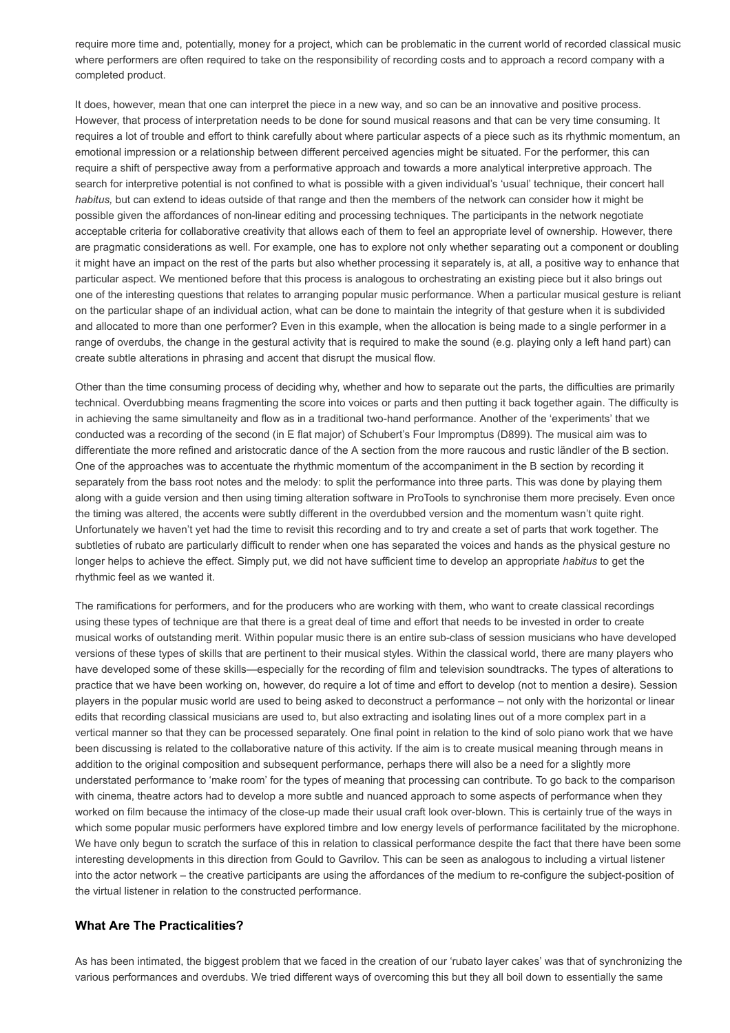require more time and, potentially, money for a project, which can be problematic in the current world of recorded classical music where performers are often required to take on the responsibility of recording costs and to approach a record company with a completed product.

It does, however, mean that one can interpret the piece in a new way, and so can be an innovative and positive process. However, that process of interpretation needs to be done for sound musical reasons and that can be very time consuming. It requires a lot of trouble and effort to think carefully about where particular aspects of a piece such as its rhythmic momentum, an emotional impression or a relationship between different perceived agencies might be situated. For the performer, this can require a shift of perspective away from a performative approach and towards a more analytical interpretive approach. The search for interpretive potential is not confined to what is possible with a given individual's 'usual' technique, their concert hall *habitus,* but can extend to ideas outside of that range and then the members of the network can consider how it might be possible given the affordances of non-linear editing and processing techniques. The participants in the network negotiate acceptable criteria for collaborative creativity that allows each of them to feel an appropriate level of ownership. However, there are pragmatic considerations as well. For example, one has to explore not only whether separating out a component or doubling it might have an impact on the rest of the parts but also whether processing it separately is, at all, a positive way to enhance that particular aspect. We mentioned before that this process is analogous to orchestrating an existing piece but it also brings out one of the interesting questions that relates to arranging popular music performance. When a particular musical gesture is reliant on the particular shape of an individual action, what can be done to maintain the integrity of that gesture when it is subdivided and allocated to more than one performer? Even in this example, when the allocation is being made to a single performer in a range of overdubs, the change in the gestural activity that is required to make the sound (e.g. playing only a left hand part) can create subtle alterations in phrasing and accent that disrupt the musical flow.

Other than the time consuming process of deciding why, whether and how to separate out the parts, the difficulties are primarily technical. Overdubbing means fragmenting the score into voices or parts and then putting it back together again. The difficulty is in achieving the same simultaneity and flow as in a traditional two-hand performance. Another of the 'experiments' that we conducted was a recording of the second (in E flat major) of Schubert's Four Impromptus (D899). The musical aim was to differentiate the more refined and aristocratic dance of the A section from the more raucous and rustic ländler of the B section. One of the approaches was to accentuate the rhythmic momentum of the accompaniment in the B section by recording it separately from the bass root notes and the melody: to split the performance into three parts. This was done by playing them along with a guide version and then using timing alteration software in ProTools to synchronise them more precisely. Even once the timing was altered, the accents were subtly different in the overdubbed version and the momentum wasn't quite right. Unfortunately we haven't yet had the time to revisit this recording and to try and create a set of parts that work together. The subtleties of rubato are particularly difficult to render when one has separated the voices and hands as the physical gesture no longer helps to achieve the effect. Simply put, we did not have sufficient time to develop an appropriate *habitus* to get the rhythmic feel as we wanted it.

The ramifications for performers, and for the producers who are working with them, who want to create classical recordings using these types of technique are that there is a great deal of time and effort that needs to be invested in order to create musical works of outstanding merit. Within popular music there is an entire sub-class of session musicians who have developed versions of these types of skills that are pertinent to their musical styles. Within the classical world, there are many players who have developed some of these skills—especially for the recording of film and television soundtracks. The types of alterations to practice that we have been working on, however, do require a lot of time and effort to develop (not to mention a desire). Session players in the popular music world are used to being asked to deconstruct a performance – not only with the horizontal or linear edits that recording classical musicians are used to, but also extracting and isolating lines out of a more complex part in a vertical manner so that they can be processed separately. One final point in relation to the kind of solo piano work that we have been discussing is related to the collaborative nature of this activity. If the aim is to create musical meaning through means in addition to the original composition and subsequent performance, perhaps there will also be a need for a slightly more understated performance to 'make room' for the types of meaning that processing can contribute. To go back to the comparison with cinema, theatre actors had to develop a more subtle and nuanced approach to some aspects of performance when they worked on film because the intimacy of the close-up made their usual craft look over-blown. This is certainly true of the ways in which some popular music performers have explored timbre and low energy levels of performance facilitated by the microphone. We have only begun to scratch the surface of this in relation to classical performance despite the fact that there have been some interesting developments in this direction from Gould to Gavrilov. This can be seen as analogous to including a virtual listener into the actor network – the creative participants are using the affordances of the medium to re-configure the subject-position of the virtual listener in relation to the constructed performance.

### What Are The Practicalities?

As has been intimated, the biggest problem that we faced in the creation of our 'rubato layer cakes' was that of synchronizing the various performances and overdubs. We tried different ways of overcoming this but they all boil down to essentially the same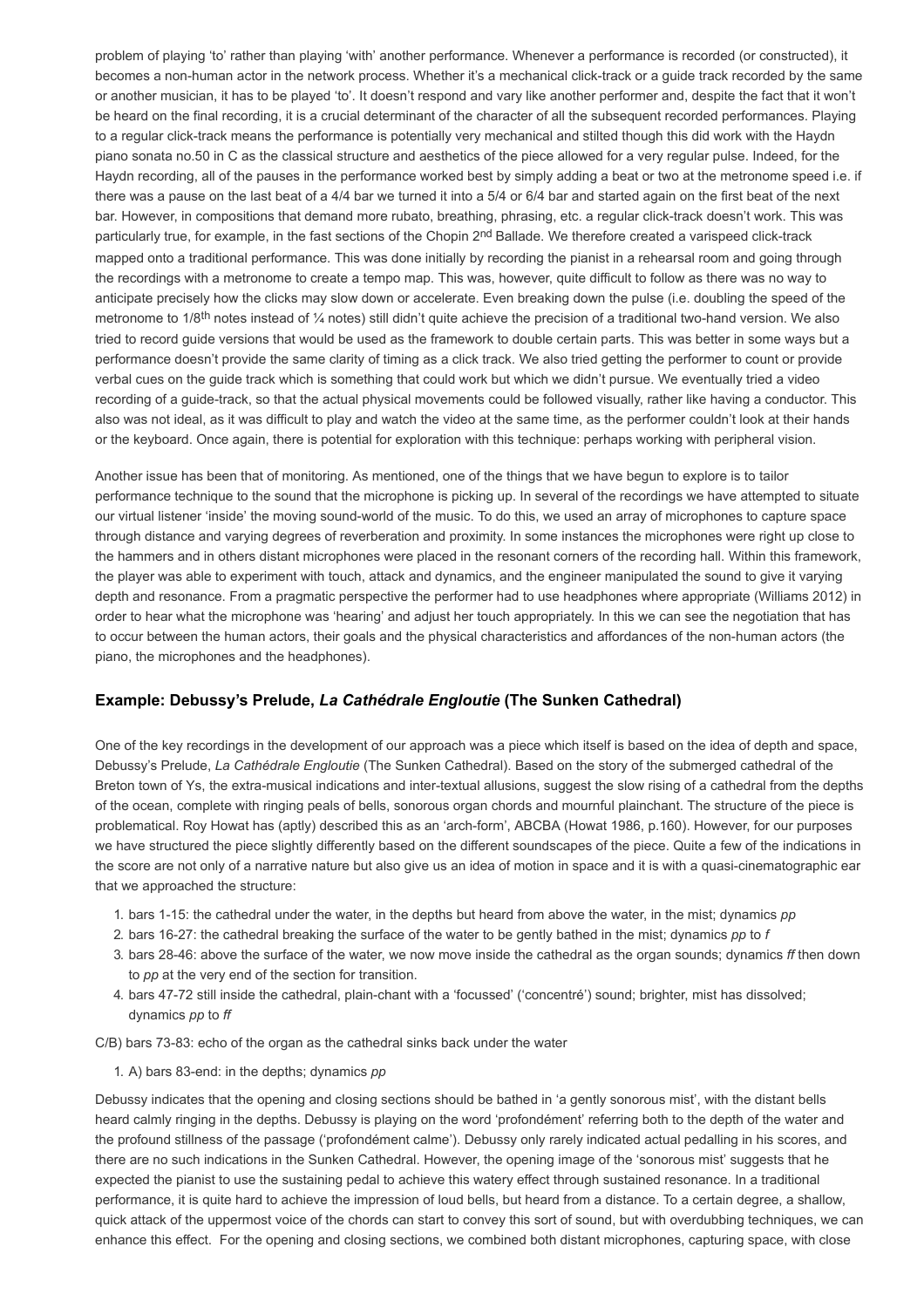problem of playing 'to' rather than playing 'with' another performance. Whenever a performance is recorded (or constructed), it becomes a non-human actor in the network process. Whether it's a mechanical click-track or a guide track recorded by the same or another musician, it has to be played 'to'. It doesn't respond and vary like another performer and, despite the fact that it won't be heard on the final recording, it is a crucial determinant of the character of all the subsequent recorded performances. Playing to a regular click-track means the performance is potentially very mechanical and stilted though this did work with the Haydn piano sonata no.50 in C as the classical structure and aesthetics of the piece allowed for a very regular pulse. Indeed, for the Haydn recording, all of the pauses in the performance worked best by simply adding a beat or two at the metronome speed i.e. if there was a pause on the last beat of a 4/4 bar we turned it into a 5/4 or 6/4 bar and started again on the first beat of the next bar. However, in compositions that demand more rubato, breathing, phrasing, etc. a regular click-track doesn't work. This was particularly true, for example, in the fast sections of the Chopin 2nd Ballade. We therefore created a varispeed click-track mapped onto a traditional performance. This was done initially by recording the pianist in a rehearsal room and going through the recordings with a metronome to create a tempo map. This was, however, quite difficult to follow as there was no way to anticipate precisely how the clicks may slow down or accelerate. Even breaking down the pulse (i.e. doubling the speed of the metronome to 1/8th notes instead of ¼ notes) still didn't quite achieve the precision of a traditional two-hand version. We also tried to record guide versions that would be used as the framework to double certain parts. This was better in some ways but a performance doesn't provide the same clarity of timing as a click track. We also tried getting the performer to count or provide verbal cues on the guide track which is something that could work but which we didn't pursue. We eventually tried a video recording of a guide-track, so that the actual physical movements could be followed visually, rather like having a conductor. This also was not ideal, as it was difficult to play and watch the video at the same time, as the performer couldn't look at their hands or the keyboard. Once again, there is potential for exploration with this technique: perhaps working with peripheral vision.

Another issue has been that of monitoring. As mentioned, one of the things that we have begun to explore is to tailor performance technique to the sound that the microphone is picking up. In several of the recordings we have attempted to situate our virtual listener 'inside' the moving sound-world of the music. To do this, we used an array of microphones to capture space through distance and varying degrees of reverberation and proximity. In some instances the microphones were right up close to the hammers and in others distant microphones were placed in the resonant corners of the recording hall. Within this framework, the player was able to experiment with touch, attack and dynamics, and the engineer manipulated the sound to give it varying depth and resonance. From a pragmatic perspective the performer had to use headphones where appropriate (Williams 2012) in order to hear what the microphone was 'hearing' and adjust her touch appropriately. In this we can see the negotiation that has to occur between the human actors, their goals and the physical characteristics and affordances of the non-human actors (the piano, the microphones and the headphones).

### Example: Debussy's Prelude, *La Cathédrale Engloutie* (The Sunken Cathedral)

One of the key recordings in the development of our approach was a piece which itself is based on the idea of depth and space, Debussy's Prelude, *La Cathédrale Engloutie* (The Sunken Cathedral). Based on the story of the submerged cathedral of the Breton town of Ys, the extra-musical indications and inter-textual allusions, suggest the slow rising of a cathedral from the depths of the ocean, complete with ringing peals of bells, sonorous organ chords and mournful plainchant. The structure of the piece is problematical. Roy Howat has (aptly) described this as an 'arch-form', ABCBA (Howat 1986, p.160). However, for our purposes we have structured the piece slightly differently based on the different soundscapes of the piece. Quite a few of the indications in the score are not only of a narrative nature but also give us an idea of motion in space and it is with a quasi-cinematographic ear that we approached the structure:

1. bars 1-15: the cathedral under the water, in the depths but heard from above the water, in the mist; dynamics *pp*
2. bars 16-27: the cathedral breaking the surface of the water to be gently bathed in the mist; dynamics *pp* to *f*
3. bars 28-46: above the surface of the water, we now move inside the cathedral as the organ sounds; dynamics *ff* then down to *pp* at the very end of the section for transition.
4. bars 47-72 still inside the cathedral, plain-chant with a 'focussed' ('concentré') sound; brighter, mist has dissolved; dynamics *pp* to *ff*

C/B) bars 73-83: echo of the organ as the cathedral sinks back under the water

1. A) bars 83-end: in the depths; dynamics *pp*

Debussy indicates that the opening and closing sections should be bathed in 'a gently sonorous mist', with the distant bells heard calmly ringing in the depths. Debussy is playing on the word 'profondément' referring both to the depth of the water and the profound stillness of the passage ('profondément calme'). Debussy only rarely indicated actual pedalling in his scores, and there are no such indications in the Sunken Cathedral. However, the opening image of the 'sonorous mist' suggests that he expected the pianist to use the sustaining pedal to achieve this watery effect through sustained resonance. In a traditional performance, it is quite hard to achieve the impression of loud bells, but heard from a distance. To a certain degree, a shallow, quick attack of the uppermost voice of the chords can start to convey this sort of sound, but with overdubbing techniques, we can enhance this effect. For the opening and closing sections, we combined both distant microphones, capturing space, with close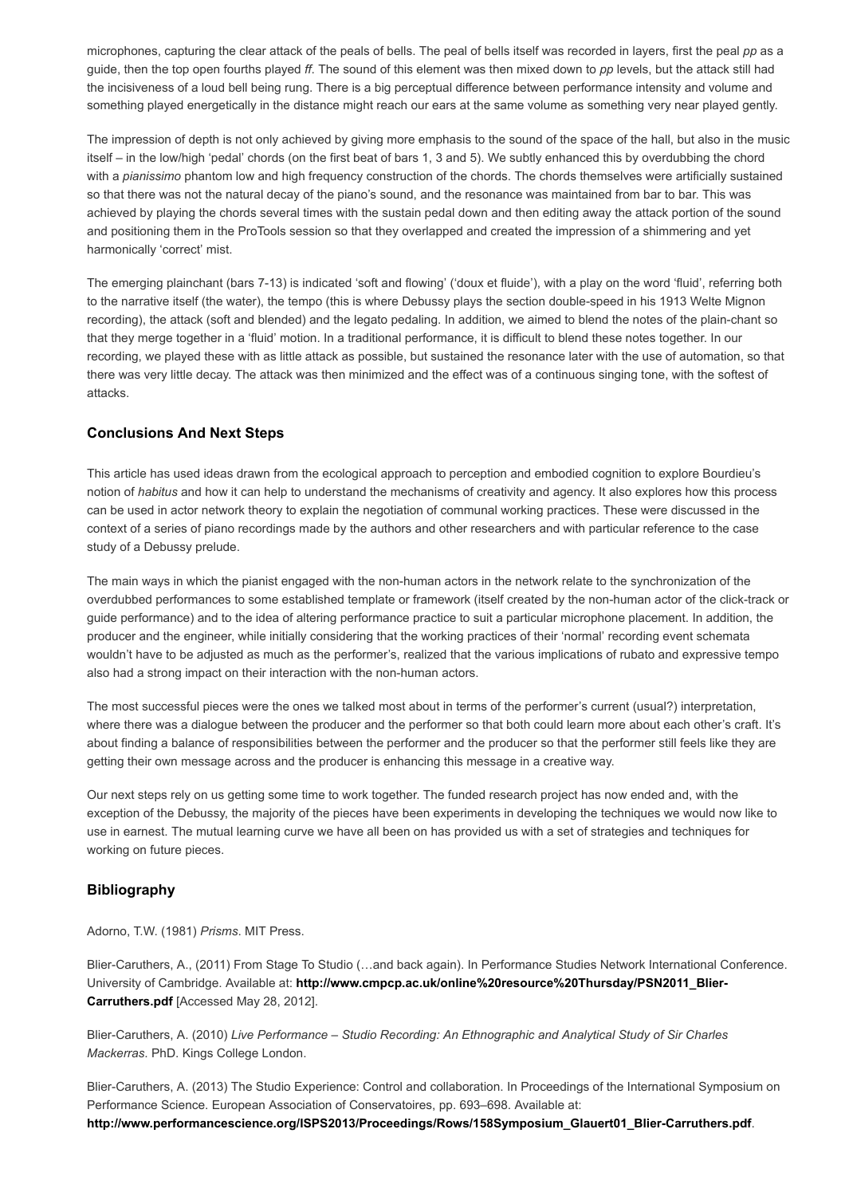microphones, capturing the clear attack of the peals of bells. The peal of bells itself was recorded in layers, first the peal *pp* as a guide, then the top open fourths played *ff*. The sound of this element was then mixed down to *pp* levels, but the attack still had the incisiveness of a loud bell being rung. There is a big perceptual difference between performance intensity and volume and something played energetically in the distance might reach our ears at the same volume as something very near played gently.

The impression of depth is not only achieved by giving more emphasis to the sound of the space of the hall, but also in the music itself – in the low/high 'pedal' chords (on the first beat of bars 1, 3 and 5). We subtly enhanced this by overdubbing the chord with a *pianissimo* phantom low and high frequency construction of the chords. The chords themselves were artificially sustained so that there was not the natural decay of the piano's sound, and the resonance was maintained from bar to bar. This was achieved by playing the chords several times with the sustain pedal down and then editing away the attack portion of the sound and positioning them in the ProTools session so that they overlapped and created the impression of a shimmering and yet harmonically 'correct' mist.

The emerging plainchant (bars 7-13) is indicated 'soft and flowing' ('doux et fluide'), with a play on the word 'fluid', referring both to the narrative itself (the water), the tempo (this is where Debussy plays the section double-speed in his 1913 Welte Mignon recording), the attack (soft and blended) and the legato pedaling. In addition, we aimed to blend the notes of the plain-chant so that they merge together in a 'fluid' motion. In a traditional performance, it is difficult to blend these notes together. In our recording, we played these with as little attack as possible, but sustained the resonance later with the use of automation, so that there was very little decay. The attack was then minimized and the effect was of a continuous singing tone, with the softest of attacks.

### Conclusions And Next Steps

This article has used ideas drawn from the ecological approach to perception and embodied cognition to explore Bourdieu's notion of *habitus* and how it can help to understand the mechanisms of creativity and agency. It also explores how this process can be used in actor network theory to explain the negotiation of communal working practices. These were discussed in the context of a series of piano recordings made by the authors and other researchers and with particular reference to the case study of a Debussy prelude.

The main ways in which the pianist engaged with the non-human actors in the network relate to the synchronization of the overdubbed performances to some established template or framework (itself created by the non-human actor of the click-track or guide performance) and to the idea of altering performance practice to suit a particular microphone placement. In addition, the producer and the engineer, while initially considering that the working practices of their 'normal' recording event schemata wouldn't have to be adjusted as much as the performer's, realized that the various implications of rubato and expressive tempo also had a strong impact on their interaction with the non-human actors.

The most successful pieces were the ones we talked most about in terms of the performer's current (usual?) interpretation, where there was a dialogue between the producer and the performer so that both could learn more about each other's craft. It's about finding a balance of responsibilities between the performer and the producer so that the performer still feels like they are getting their own message across and the producer is enhancing this message in a creative way.

Our next steps rely on us getting some time to work together. The funded research project has now ended and, with the exception of the Debussy, the majority of the pieces have been experiments in developing the techniques we would now like to use in earnest. The mutual learning curve we have all been on has provided us with a set of strategies and techniques for working on future pieces.

### Bibliography

Adorno, T.W. (1981) *Prisms*. MIT Press.

Blier-Caruthers, A., (2011) From Stage To Studio (…and back again). In Performance Studies Network International Conference. University of Cambridge. Available at: **http://www.cmpcp.ac.uk/online%20resource%20Thursday/PSN2011_Blier-Carruthers.pdf** [Accessed May 28, 2012].

Blier-Caruthers, A. (2010) *Live Performance – Studio Recording: An Ethnographic and Analytical Study of Sir Charles Mackerras*. PhD. Kings College London.

Blier-Caruthers, A. (2013) The Studio Experience: Control and collaboration. In Proceedings of the International Symposium on Performance Science. European Association of Conservatoires, pp. 693–698. Available at: **http://www.performancescience.org/ISPS2013/Proceedings/Rows/158Symposium_Glauert01_Blier-Carruthers.pdf**.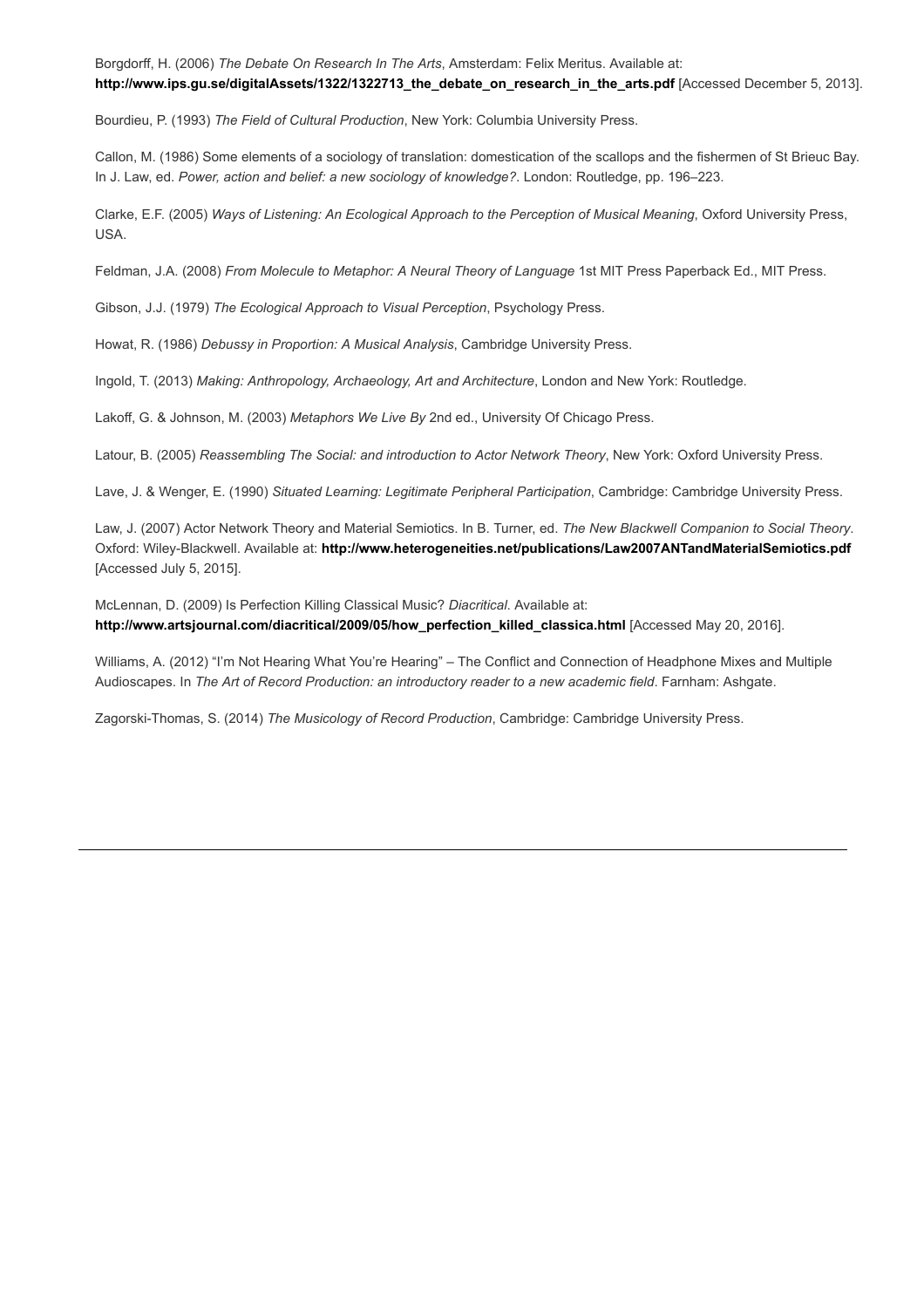Borgdorff, H. (2006) *The Debate On Research In The Arts*, Amsterdam: Felix Meritus. Available at: **http://www.ips.gu.se/digitalAssets/1322/1322713_the_debate_on_research_in_the_arts.pdf** [Accessed December 5, 2013].

Bourdieu, P. (1993) *The Field of Cultural Production*, New York: Columbia University Press.

Callon, M. (1986) Some elements of a sociology of translation: domestication of the scallops and the fishermen of St Brieuc Bay. In J. Law, ed. *Power, action and belief: a new sociology of knowledge?*. London: Routledge, pp. 196–223.

Clarke, E.F. (2005) *Ways of Listening: An Ecological Approach to the Perception of Musical Meaning*, Oxford University Press, USA.

Feldman, J.A. (2008) *From Molecule to Metaphor: A Neural Theory of Language* 1st MIT Press Paperback Ed., MIT Press.

Gibson, J.J. (1979) *The Ecological Approach to Visual Perception*, Psychology Press.

Howat, R. (1986) *Debussy in Proportion: A Musical Analysis*, Cambridge University Press.

Ingold, T. (2013) *Making: Anthropology, Archaeology, Art and Architecture*, London and New York: Routledge.

Lakoff, G. & Johnson, M. (2003) *Metaphors We Live By* 2nd ed., University Of Chicago Press.

Latour, B. (2005) *Reassembling The Social: and introduction to Actor Network Theory*, New York: Oxford University Press.

Lave, J. & Wenger, E. (1990) *Situated Learning: Legitimate Peripheral Participation*, Cambridge: Cambridge University Press.

Law, J. (2007) Actor Network Theory and Material Semiotics. In B. Turner, ed. *The New Blackwell Companion to Social Theory*. Oxford: Wiley-Blackwell. Available at: **http://www.heterogeneities.net/publications/Law2007ANTandMaterialSemiotics.pdf** [Accessed July 5, 2015].

McLennan, D. (2009) Is Perfection Killing Classical Music? *Diacritical*. Available at: **http://www.artsjournal.com/diacritical/2009/05/how_perfection_killed_classica.html** [Accessed May 20, 2016].

Williams, A. (2012) "I'm Not Hearing What You're Hearing" – The Conflict and Connection of Headphone Mixes and Multiple Audioscapes. In *The Art of Record Production: an introductory reader to a new academic field*. Farnham: Ashgate.

Zagorski-Thomas, S. (2014) *The Musicology of Record Production*, Cambridge: Cambridge University Press.